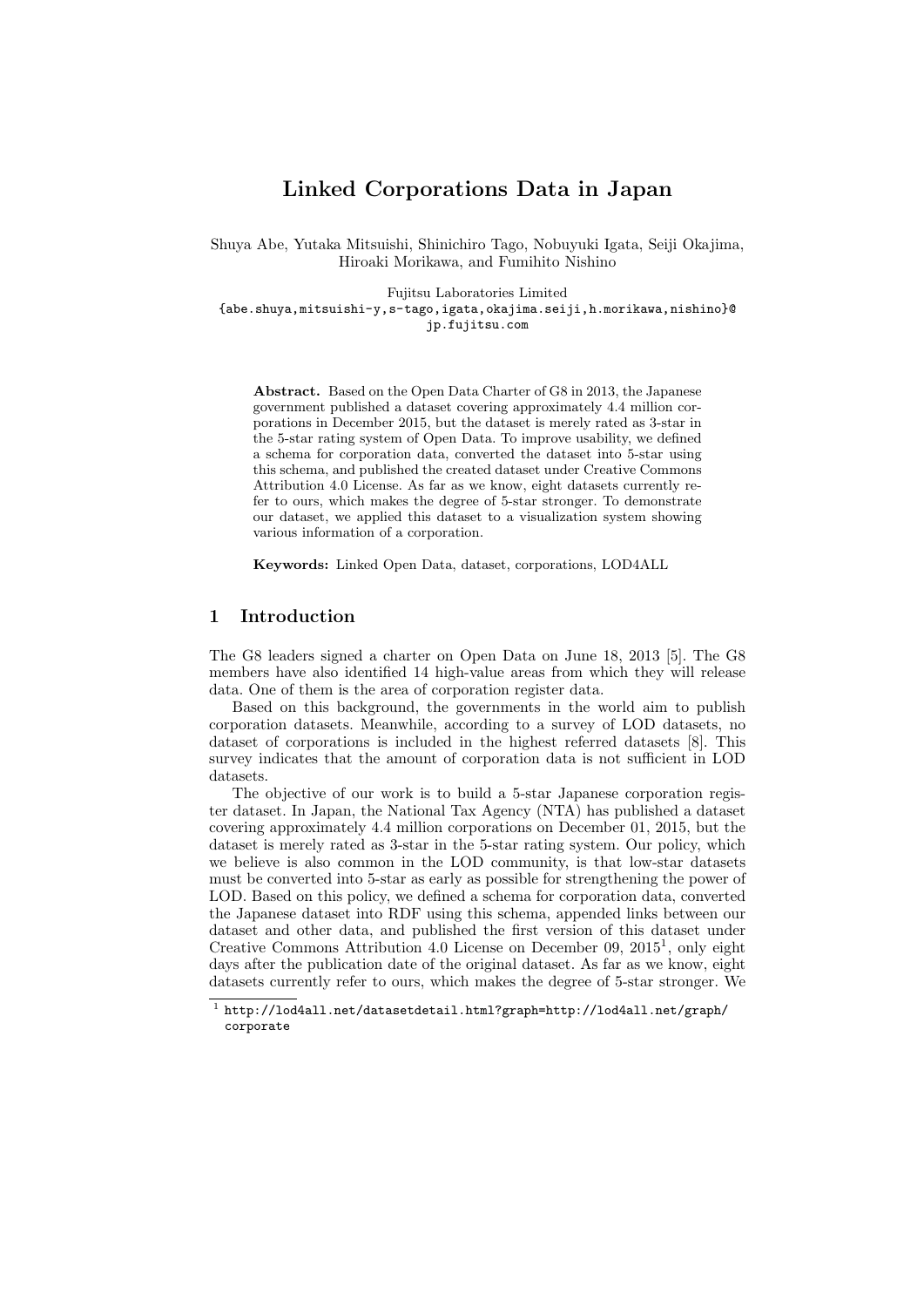# Linked Corporations Data in Japan

Shuya Abe, Yutaka Mitsuishi, Shinichiro Tago, Nobuyuki Igata, Seiji Okajima, Hiroaki Morikawa, and Fumihito Nishino

Fujitsu Laboratories Limited
{abe.shuya,mitsuishi-y,s-tago,igata,okajima.seiji,h.morikawa,nishino}@jp.fujitsu.com

**Abstract.** Based on the Open Data Charter of G8 in 2013, the Japanese government published a dataset covering approximately 4.4 million corporations in December 2015, but the dataset is merely rated as 3-star in the 5-star rating system of Open Data. To improve usability, we defined a schema for corporation data, converted the dataset into 5-star using this schema, and published the created dataset under Creative Commons Attribution 4.0 License. As far as we know, eight datasets currently refer to ours, which makes the degree of 5-star stronger. To demonstrate our dataset, we applied this dataset to a visualization system showing various information of a corporation.

**Keywords:** Linked Open Data, dataset, corporations, LOD4ALL

## 1 Introduction

The G8 leaders signed a charter on Open Data on June 18, 2013 [5]. The G8 members have also identified 14 high-value areas from which they will release data. One of them is the area of corporation register data.

Based on this background, the governments in the world aim to publish corporation datasets. Meanwhile, according to a survey of LOD datasets, no dataset of corporations is included in the highest referred datasets [8]. This survey indicates that the amount of corporation data is not sufficient in LOD datasets.

The objective of our work is to build a 5-star Japanese corporation register dataset. In Japan, the National Tax Agency (NTA) has published a dataset covering approximately 4.4 million corporations on December 01, 2015, but the dataset is merely rated as 3-star in the 5-star rating system. Our policy, which we believe is also common in the LOD community, is that low-star datasets must be converted into 5-star as early as possible for strengthening the power of LOD. Based on this policy, we defined a schema for corporation data, converted the Japanese dataset into RDF using this schema, appended links between our dataset and other data, and published the first version of this dataset under Creative Commons Attribution 4.0 License on December 09, 2015[1], only eight days after the publication date of the original dataset. As far as we know, eight datasets currently refer to ours, which makes the degree of 5-star stronger. We

[1] http://lod4all.net/datasetdetail.html?graph=http://lod4all.net/graph/corporate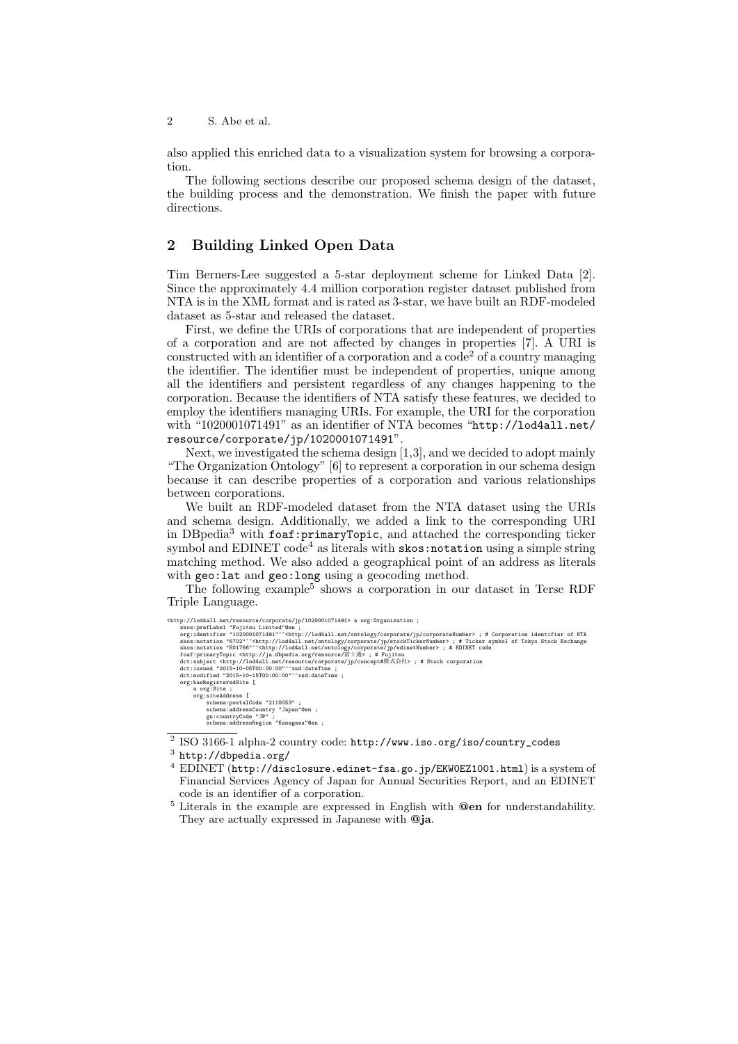also applied this enriched data to a visualization system for browsing a corporation.

The following sections describe our proposed schema design of the dataset, the building process and the demonstration. We finish the paper with future directions.

## 2 Building Linked Open Data

Tim Berners-Lee suggested a 5-star deployment scheme for Linked Data [2]. Since the approximately 4.4 million corporation register dataset published from NTA is in the XML format and is rated as 3-star, we have built an RDF-modeled dataset as 5-star and released the dataset.

First, we define the URIs of corporations that are independent of properties of a corporation and are not affected by changes in properties [7]. A URI is constructed with an identifier of a corporation and a code[2] of a country managing the identifier. The identifier must be independent of properties, unique among all the identifiers and persistent regardless of any changes happening to the corporation. Because the identifiers of NTA satisfy these features, we decided to employ the identifiers managing URIs. For example, the URI for the corporation with "1020001071491" as an identifier of NTA becomes "`http://lod4all.net/resource/corporate/jp/1020001071491`".

Next, we investigated the schema design [1,3], and we decided to adopt mainly "The Organization Ontology" [6] to represent a corporation in our schema design because it can describe properties of a corporation and various relationships between corporations.

We built an RDF-modeled dataset from the NTA dataset using the URIs and schema design. Additionally, we added a link to the corresponding URI in DBpedia[3] with `foaf:primaryTopic`, and attached the corresponding ticker symbol and EDINET code[4] as literals with `skos:notation` using a simple string matching method. We also added a geographical point of an address as literals with `geo:lat` and `geo:long` using a geocoding method.

The following example[5] shows a corporation in our dataset in Terse RDF Triple Language.

```
<http://lod4all.net/resource/corporate/jp/1020001071491> a org:Organization ;
    skos:prefLabel "Fujitsu Limited"@en ;
    org:identifier "1020001071491"^^<http://lod4all.net/ontology/corporate/jp/corporateNumber> ; # Corporation identifier of NTA
    skos:notation "6702"^^<http://lod4all.net/ontology/corporate/jp/stockTickerNumber> ; # Ticker symbol of Tokyo Stock Exchange
    skos:notation "E01766"^^<http://lod4all.net/ontology/corporate/jp/edinetNumber> ; # EDINET code
    foaf:primaryTopic <http://ja.dbpedia.org/resource/富士通> ; # Fujitsu
    dct:subject <http://lod4all.net/resource/corporate/jp/concept#株式会社> ; # Stock corporation
    dct:issued "2015-10-05T00:00:00"^^xsd:dateTime ;
    dct:modified "2015-10-15T00:00:00"^^xsd:dateTime ;
    org:hasRegisteredSite [
        a org:Site ;
        org:siteAddress [
            schema:postalCode "2110053" ;
            schema:addressCountry "Japan"@en ;
            gn:countryCode "JP" ;
            schema:addressRegion "Kanagawa"@en ;
```

[2] ISO 3166-1 alpha-2 country code: `http://www.iso.org/iso/country_codes`

[3] `http://dbpedia.org/`

[4] EDINET (`http://disclosure.edinet-fsa.go.jp/EKW0EZ1001.html`) is a system of Financial Services Agency of Japan for Annual Securities Report, and an EDINET code is an identifier of a corporation.

[5] Literals in the example are expressed in English with **@en** for understandability. They are actually expressed in Japanese with **@ja**.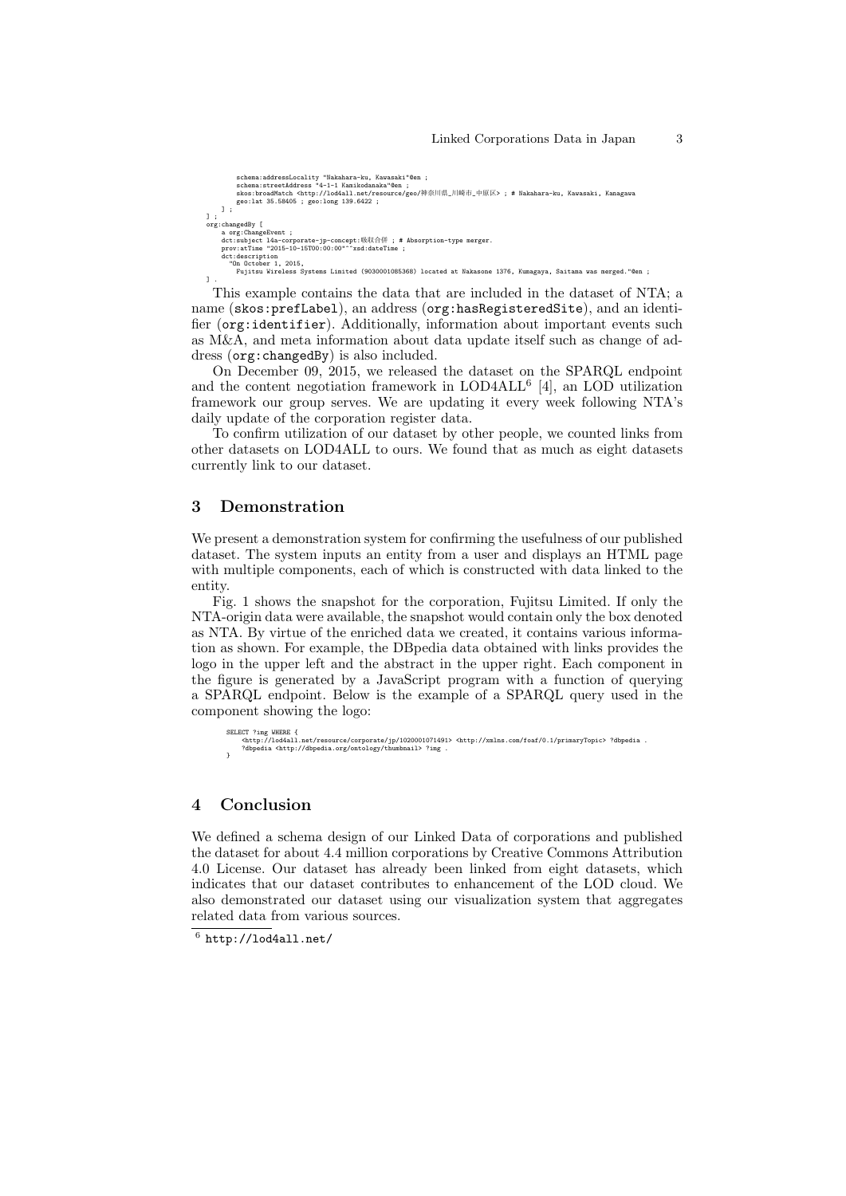```
        schema:addressLocality "Nakahara-ku, Kawasaki"@en ;
        schema:streetAddress "4-1-1 Kamikodanaka"@en ;
        skos:broadMatch <http://lod4all.net/resource/geo/神奈川県_川崎市_中原区> ; # Nakahara-ku, Kawasaki, Kanagawa
        geo:lat 35.58405 ; geo:long 139.6422 ;
    ] ;
] ;
org:changedBy [
    a org:ChangeEvent ;
    dct:subject 14a-corporate-jp-concept:吸収合併 ; # Absorption-type merger.
    prov:atTime "2015-10-15T00:00:00"^^xsd:dateTime ;
    dct:description
      "On October 1, 2015,
       Fujitsu Wireless Systems Limited (9030001085368) located at Nakasone 1376, Kumagaya, Saitama was merged."@en ;
] .
```

This example contains the data that are included in the dataset of NTA; a name (`skos:prefLabel`), an address (`org:hasRegisteredSite`), and an identifier (`org:identifier`). Additionally, information about important events such as M&A, and meta information about data update itself such as change of address (`org:changedBy`) is also included.

On December 09, 2015, we released the dataset on the SPARQL endpoint and the content negotiation framework in LOD4ALL[6] [4], an LOD utilization framework our group serves. We are updating it every week following NTA's daily update of the corporation register data.

To confirm utilization of our dataset by other people, we counted links from other datasets on LOD4ALL to ours. We found that as much as eight datasets currently link to our dataset.

## 3 Demonstration

We present a demonstration system for confirming the usefulness of our published dataset. The system inputs an entity from a user and displays an HTML page with multiple components, each of which is constructed with data linked to the entity.

Fig. 1 shows the snapshot for the corporation, Fujitsu Limited. If only the NTA-origin data were available, the snapshot would contain only the box denoted as NTA. By virtue of the enriched data we created, it contains various information as shown. For example, the DBpedia data obtained with links provides the logo in the upper left and the abstract in the upper right. Each component in the figure is generated by a JavaScript program with a function of querying a SPARQL endpoint. Below is the example of a SPARQL query used in the component showing the logo:

```
SELECT ?img WHERE {
    <http://lod4all.net/resource/corporate/jp/1020001071491> <http://xmlns.com/foaf/0.1/primaryTopic> ?dbpedia .
    ?dbpedia <http://dbpedia.org/ontology/thumbnail> ?img .
}
```

## 4 Conclusion

We defined a schema design of our Linked Data of corporations and published the dataset for about 4.4 million corporations by Creative Commons Attribution 4.0 License. Our dataset has already been linked from eight datasets, which indicates that our dataset contributes to enhancement of the LOD cloud. We also demonstrated our dataset using our visualization system that aggregates related data from various sources.

[6] http://lod4all.net/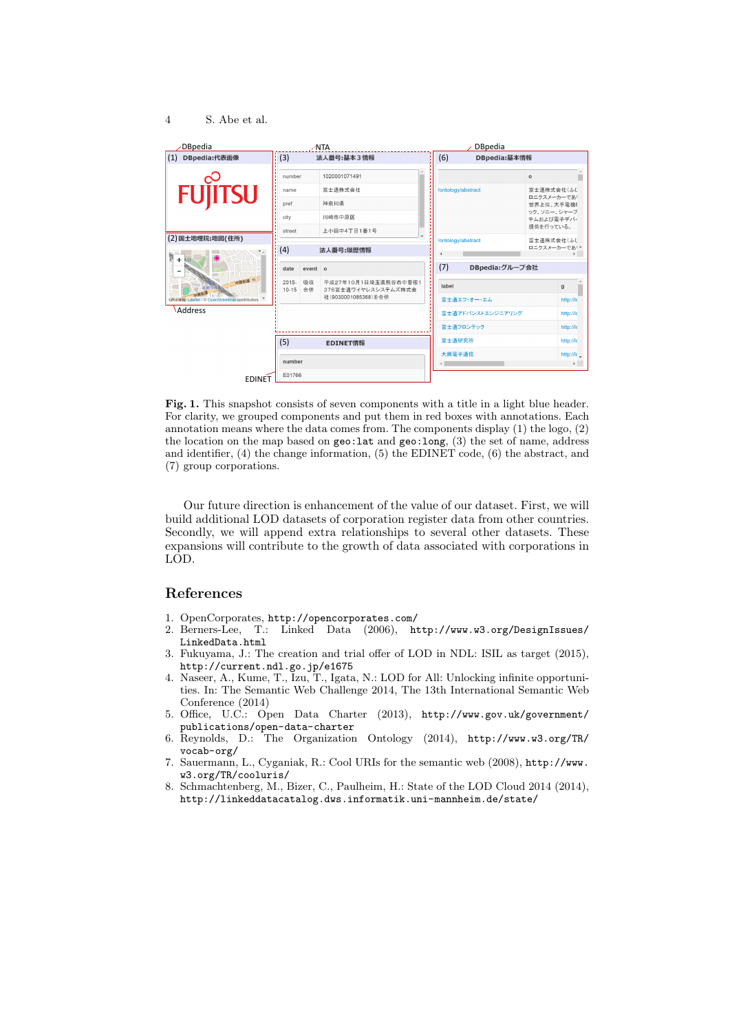DBpedia

(1) DBpedia:代表画像

FUJITSU

(2) 国土地理院:地図(住所)

Address

NTA

(3) 法人番号:基本３情報

| | |
|---|---|
| number | 1020001071491 |
| name | 富士通株式会社 |
| pref | 神奈川県 |
| city | 川崎市中原区 |
| street | 上小田中4丁目1番1号 |

(4) 法人番号:履歴情報

| date | event | o |
|---|---|---|
| 2015-10-15 | 吸収合併 | 平成27年10月1日埼玉県熊谷市中曽根1376富士通ワイヤレスシステムズ株式会社(9030001085368)を合併 |

(5) EDINET情報

| number |
|---|
| E01766 |

EDINET

DBpedia

(6) DBpedia:基本情報

| | o |
|---|---|
| /ontology/abstract | 富士通株式会社(ふじ ロニクスメーカーであ 世界上位、大手電機 ック、ソニー、シャープ テムおよび電子デバ 提供を行っている。 |
| /ontology/abstract | 富士通株式会社(ふじ ロニクスメーカーであ |

(7) DBpedia:グループ会社

| label | g |
|---|---|
| 富士通エフ・オー・エム | http://k |
| 富士通アドバンストエンジニアリング | http://k |
| 富士通フロンテック | http://k |
| 富士通研究所 | http://k |
| 大興電子通信 | http://k |

**Fig. 1.** This snapshot consists of seven components with a title in a light blue header. For clarity, we grouped components and put them in red boxes with annotations. Each annotation means where the data comes from. The components display (1) the logo, (2) the location on the map based on `geo:lat` and `geo:long`, (3) the set of name, address and identifier, (4) the change information, (5) the EDINET code, (6) the abstract, and (7) group corporations.

Our future direction is enhancement of the value of our dataset. First, we will build additional LOD datasets of corporation register data from other countries. Secondly, we will append extra relationships to several other datasets. These expansions will contribute to the growth of data associated with corporations in LOD.

## References

1. OpenCorporates, http://opencorporates.com/
2. Berners-Lee, T.: Linked Data (2006), http://www.w3.org/DesignIssues/LinkedData.html
3. Fukuyama, J.: The creation and trial offer of LOD in NDL: ISIL as target (2015), http://current.ndl.go.jp/e1675
4. Naseer, A., Kume, T., Izu, T., Igata, N.: LOD for All: Unlocking infinite opportunities. In: The Semantic Web Challenge 2014, The 13th International Semantic Web Conference (2014)
5. Office, U.C.: Open Data Charter (2013), http://www.gov.uk/government/publications/open-data-charter
6. Reynolds, D.: The Organization Ontology (2014), http://www.w3.org/TR/vocab-org/
7. Sauermann, L., Cyganiak, R.: Cool URIs for the semantic web (2008), http://www.w3.org/TR/cooluris/
8. Schmachtenberg, M., Bizer, C., Paulheim, H.: State of the LOD Cloud 2014 (2014), http://linkeddatacatalog.dws.informatik.uni-mannheim.de/state/